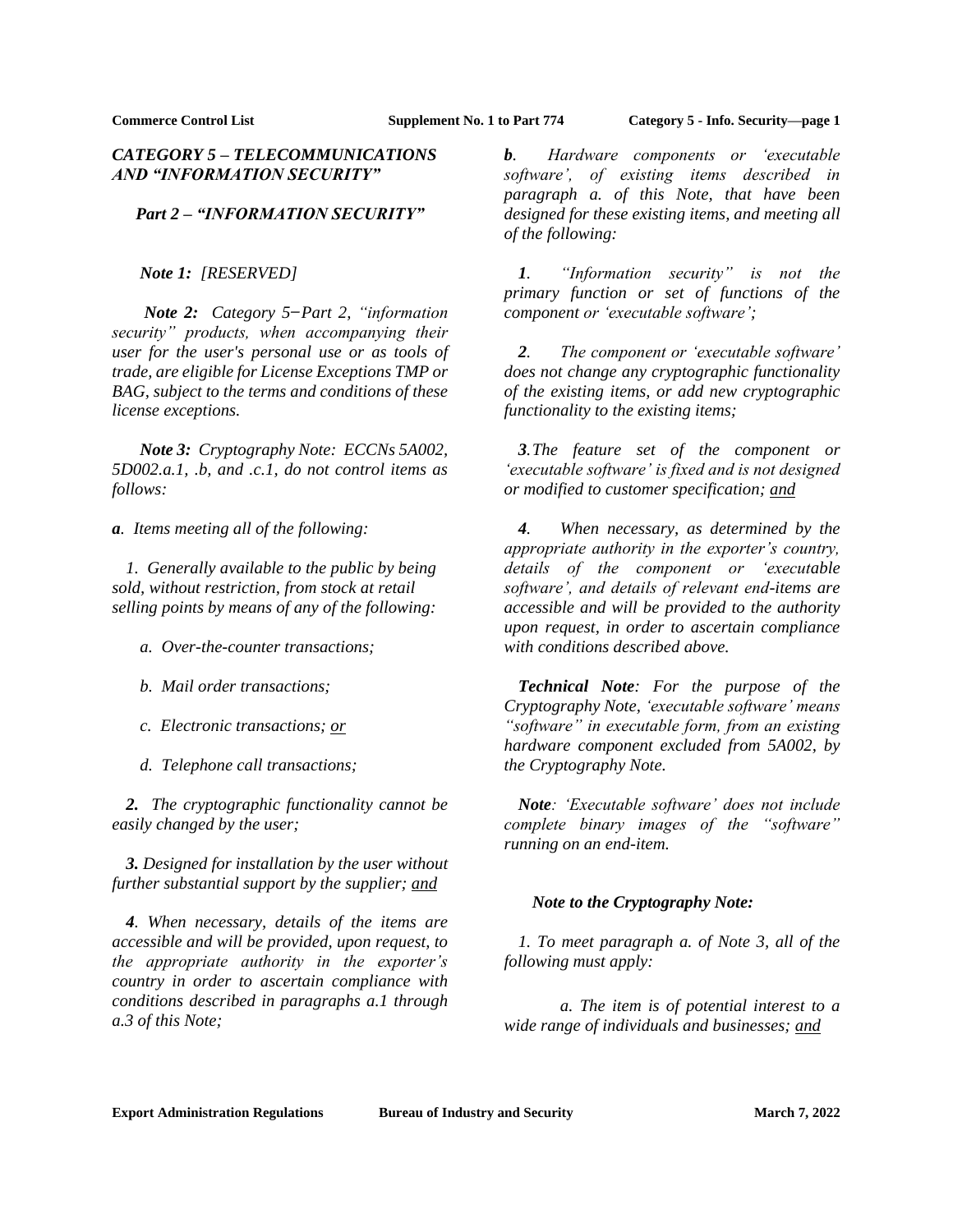## *CATEGORY 5 – TELECOMMUNICATIONS AND "INFORMATION SECURITY"*

### *Part 2 – "INFORMATION SECURITY"*

***Note 1:*** *[RESERVED]*

***Note 2:*** *Category 5−Part 2, "information security" products, when accompanying their user for the user's personal use or as tools of trade, are eligible for License Exceptions TMP or BAG, subject to the terms and conditions of these license exceptions.*

***Note 3:*** *Cryptography Note: ECCNs 5A002, 5D002.a.1, .b, and .c.1, do not control items as follows:*

***a****. Items meeting all of the following:*

*1. Generally available to the public by being sold, without restriction, from stock at retail selling points by means of any of the following:*

*a. Over-the-counter transactions;*

*b. Mail order transactions;*

*c. Electronic transactions; <u>or</u>*

*d. Telephone call transactions;*

***2.*** *The cryptographic functionality cannot be easily changed by the user;*

***3.*** *Designed for installation by the user without further substantial support by the supplier; <u>and</u>*

***4****. When necessary, details of the items are accessible and will be provided, upon request, to the appropriate authority in the exporter's country in order to ascertain compliance with conditions described in paragraphs a.1 through a.3 of this Note;*

***b****. Hardware components or 'executable software', of existing items described in paragraph a. of this Note, that have been designed for these existing items, and meeting all of the following:*

***1****. "Information security" is not the primary function or set of functions of the component or 'executable software';*

***2****. The component or 'executable software' does not change any cryptographic functionality of the existing items, or add new cryptographic functionality to the existing items;*

***3****. The feature set of the component or 'executable software' is fixed and is not designed or modified to customer specification; <u>and</u>*

***4****. When necessary, as determined by the appropriate authority in the exporter's country, details of the component or 'executable software', and details of relevant end-items are accessible and will be provided to the authority upon request, in order to ascertain compliance with conditions described above.*

***Technical Note****: For the purpose of the Cryptography Note, 'executable software' means "software" in executable form, from an existing hardware component excluded from 5A002, by the Cryptography Note.*

***Note****: 'Executable software' does not include complete binary images of the "software" running on an end-item.*

***Note to the Cryptography Note:***

*1. To meet paragraph a. of Note 3, all of the following must apply:*

*a. The item is of potential interest to a wide range of individuals and businesses; <u>and</u>*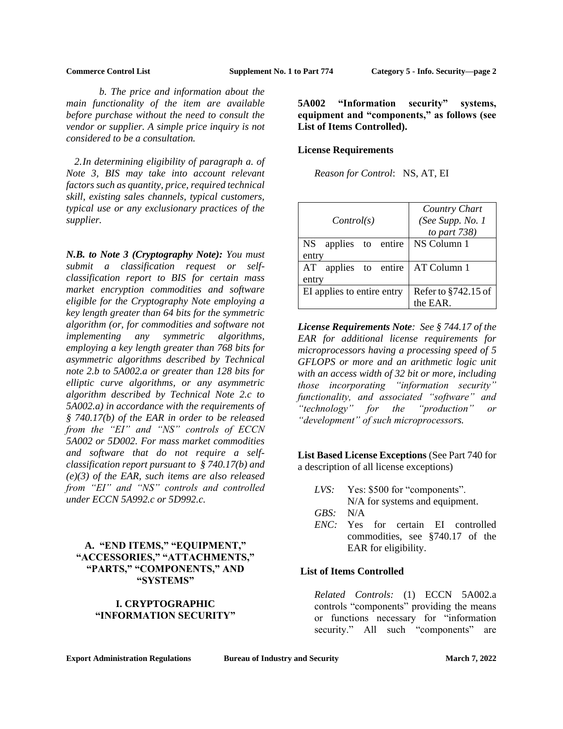*b. The price and information about the main functionality of the item are available before purchase without the need to consult the vendor or supplier. A simple price inquiry is not considered to be a consultation.*

*2. In determining eligibility of paragraph a. of Note 3, BIS may take into account relevant factors such as quantity, price, required technical skill, existing sales channels, typical customers, typical use or any exclusionary practices of the supplier.*

***N.B. to Note 3 (Cryptography Note):*** *You must submit a classification request or self-classification report to BIS for certain mass market encryption commodities and software eligible for the Cryptography Note employing a key length greater than 64 bits for the symmetric algorithm (or, for commodities and software not implementing any symmetric algorithms, employing a key length greater than 768 bits for asymmetric algorithms described by Technical note 2.b to 5A002.a or greater than 128 bits for elliptic curve algorithms, or any asymmetric algorithm described by Technical Note 2.c to 5A002.a) in accordance with the requirements of § 740.17(b) of the EAR in order to be released from the "EI" and "NS" controls of ECCN 5A002 or 5D002. For mass market commodities and software that do not require a self-classification report pursuant to § 740.17(b) and (e)(3) of the EAR, such items are also released from "EI" and "NS" controls and controlled under ECCN 5A992.c or 5D992.c.*

## A. "END ITEMS," "EQUIPMENT," "ACCESSORIES," "ATTACHMENTS," "PARTS," "COMPONENTS," AND "SYSTEMS"

### I. CRYPTOGRAPHIC "INFORMATION SECURITY"

**5A002 "Information security" systems, equipment and "components," as follows (see List of Items Controlled).**

**License Requirements**

*Reason for Control*: NS, AT, EI

| *Control(s)* | *Country Chart (See Supp. No. 1 to part 738)* |
|---|---|
| NS applies to entire entry | NS Column 1 |
| AT applies to entire entry | AT Column 1 |
| EI applies to entire entry | Refer to §742.15 of the EAR. |

***License Requirements Note****: See § 744.17 of the EAR for additional license requirements for microprocessors having a processing speed of 5 GFLOPS or more and an arithmetic logic unit with an access width of 32 bit or more, including those incorporating "information security" functionality, and associated "software" and "technology" for the "production" or "development" of such microprocessors.*

**List Based License Exceptions** (See Part 740 for a description of all license exceptions)

*LVS:* Yes: $500 for "components". N/A for systems and equipment.
*GBS:* N/A
*ENC:* Yes for certain EI controlled commodities, see §740.17 of the EAR for eligibility.

**List of Items Controlled**

*Related Controls:* (1) ECCN 5A002.a controls "components" providing the means or functions necessary for "information security." All such "components" are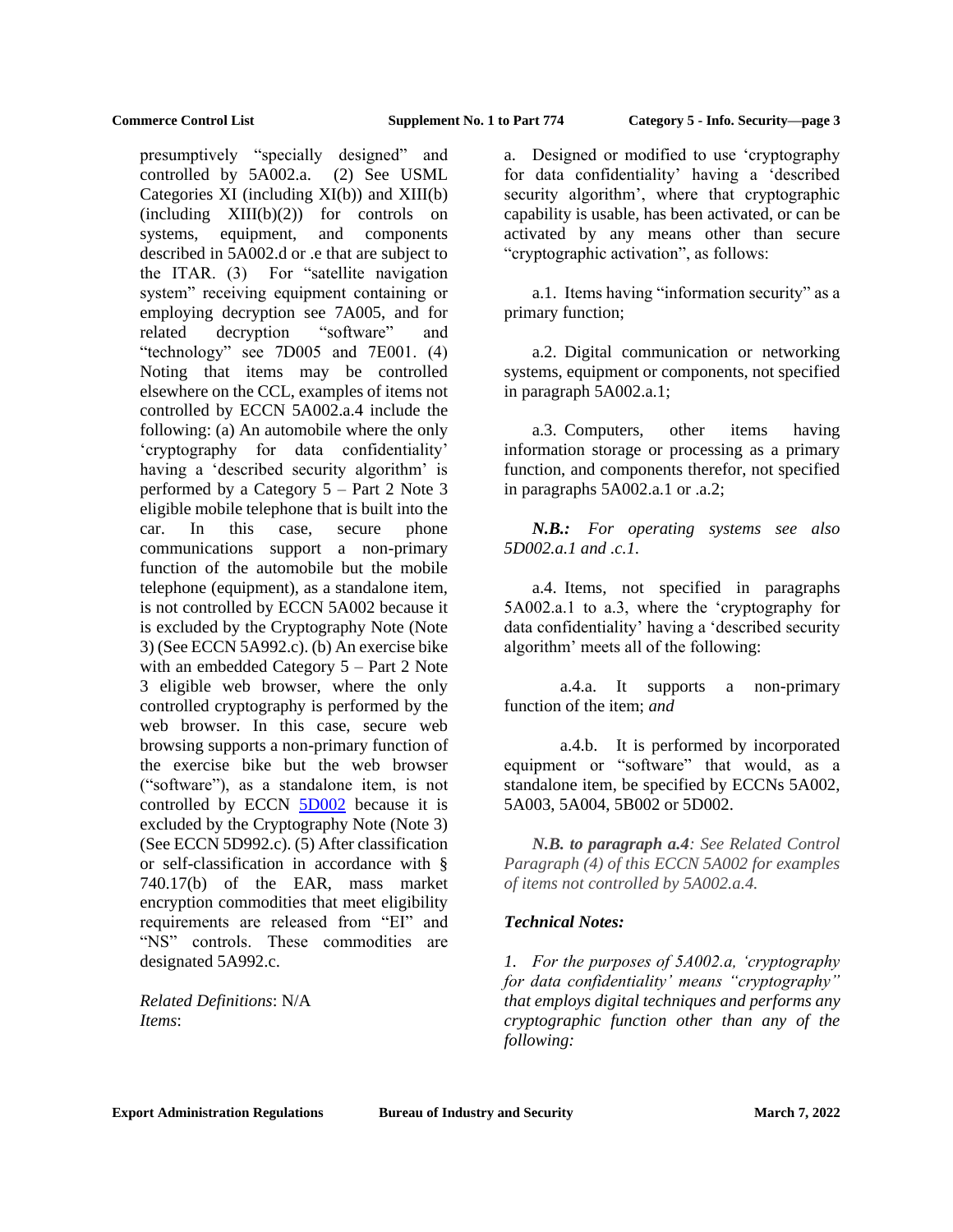presumptively "specially designed" and controlled by 5A002.a. (2) See USML Categories XI (including XI(b)) and XIII(b) (including XIII(b)(2)) for controls on systems, equipment, and components described in 5A002.d or .e that are subject to the ITAR. (3) For "satellite navigation system" receiving equipment containing or employing decryption see 7A005, and for related decryption "software" and "technology" see 7D005 and 7E001. (4) Noting that items may be controlled elsewhere on the CCL, examples of items not controlled by ECCN 5A002.a.4 include the following: (a) An automobile where the only 'cryptography for data confidentiality' having a 'described security algorithm' is performed by a Category 5 – Part 2 Note 3 eligible mobile telephone that is built into the car. In this case, secure phone communications support a non-primary function of the automobile but the mobile telephone (equipment), as a standalone item, is not controlled by ECCN 5A002 because it is excluded by the Cryptography Note (Note 3) (See ECCN 5A992.c). (b) An exercise bike with an embedded Category 5 – Part 2 Note 3 eligible web browser, where the only controlled cryptography is performed by the web browser. In this case, secure web browsing supports a non-primary function of the exercise bike but the web browser ("software"), as a standalone item, is not controlled by ECCN 5D002 because it is excluded by the Cryptography Note (Note 3) (See ECCN 5D992.c). (5) After classification or self-classification in accordance with § 740.17(b) of the EAR, mass market encryption commodities that meet eligibility requirements are released from "EI" and "NS" controls. These commodities are designated 5A992.c.

*Related Definitions*: N/A
*Items*:

a. Designed or modified to use 'cryptography for data confidentiality' having a 'described security algorithm', where that cryptographic capability is usable, has been activated, or can be activated by any means other than secure "cryptographic activation", as follows:

a.1. Items having "information security" as a primary function;

a.2. Digital communication or networking systems, equipment or components, not specified in paragraph 5A002.a.1;

a.3. Computers, other items having information storage or processing as a primary function, and components therefor, not specified in paragraphs 5A002.a.1 or .a.2;

***N.B.:*** *For operating systems see also 5D002.a.1 and .c.1.*

a.4. Items, not specified in paragraphs 5A002.a.1 to a.3, where the 'cryptography for data confidentiality' having a 'described security algorithm' meets all of the following:

a.4.a. It supports a non-primary function of the item; *and*

a.4.b. It is performed by incorporated equipment or "software" that would, as a standalone item, be specified by ECCNs 5A002, 5A003, 5A004, 5B002 or 5D002.

***N.B. to paragraph a.4****: See Related Control Paragraph (4) of this ECCN 5A002 for examples of items not controlled by 5A002.a.4.*

***Technical Notes:***

*1. For the purposes of 5A002.a, 'cryptography for data confidentiality' means "cryptography" that employs digital techniques and performs any cryptographic function other than any of the following:*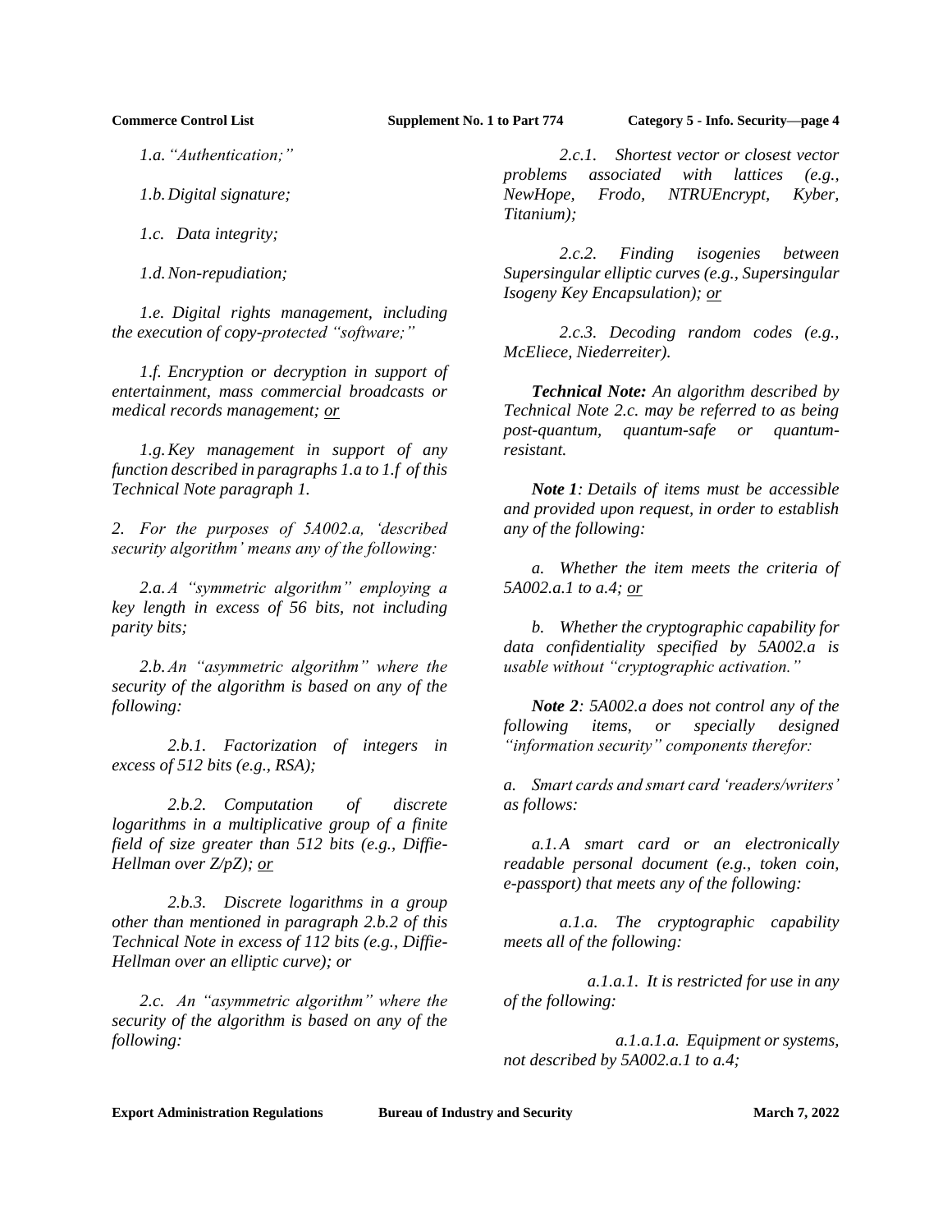*1.a. "Authentication;"*

*1.b. Digital signature;*

*1.c. Data integrity;*

*1.d. Non-repudiation;*

*1.e. Digital rights management, including the execution of copy-protected "software;"*

*1.f. Encryption or decryption in support of entertainment, mass commercial broadcasts or medical records management; or*

*1.g. Key management in support of any function described in paragraphs 1.a to 1.f of this Technical Note paragraph 1.*

*2. For the purposes of 5A002.a, 'described security algorithm' means any of the following:*

*2.a. A "symmetric algorithm" employing a key length in excess of 56 bits, not including parity bits;*

*2.b. An "asymmetric algorithm" where the security of the algorithm is based on any of the following:*

*2.b.1. Factorization of integers in excess of 512 bits (e.g., RSA);*

*2.b.2. Computation of discrete logarithms in a multiplicative group of a finite field of size greater than 512 bits (e.g., Diffie-Hellman over Z/pZ); or*

*2.b.3. Discrete logarithms in a group other than mentioned in paragraph 2.b.2 of this Technical Note in excess of 112 bits (e.g., Diffie-Hellman over an elliptic curve); or*

*2.c. An "asymmetric algorithm" where the security of the algorithm is based on any of the following:*

*2.c.1. Shortest vector or closest vector problems associated with lattices (e.g., NewHope, Frodo, NTRUEncrypt, Kyber, Titanium);*

*2.c.2. Finding isogenies between Supersingular elliptic curves (e.g., Supersingular Isogeny Key Encapsulation); or*

*2.c.3. Decoding random codes (e.g., McEliece, Niederreiter).*

***Technical Note:*** *An algorithm described by Technical Note 2.c. may be referred to as being post-quantum, quantum-safe or quantum-resistant.*

***Note 1****: Details of items must be accessible and provided upon request, in order to establish any of the following:*

*a. Whether the item meets the criteria of 5A002.a.1 to a.4; or*

*b. Whether the cryptographic capability for data confidentiality specified by 5A002.a is usable without "cryptographic activation."*

***Note 2****: 5A002.a does not control any of the following items, or specially designed "information security" components therefor:*

*a. Smart cards and smart card 'readers/writers' as follows:*

*a.1. A smart card or an electronically readable personal document (e.g., token coin, e-passport) that meets any of the following:*

*a.1.a. The cryptographic capability meets all of the following:*

*a.1.a.1. It is restricted for use in any of the following:*

*a.1.a.1.a. Equipment or systems, not described by 5A002.a.1 to a.4;*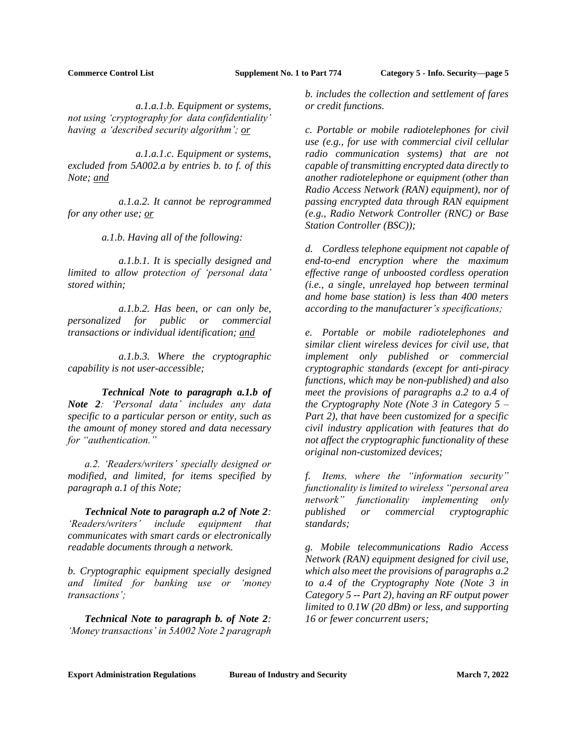*a.1.a.1.b. Equipment or systems, not using 'cryptography for data confidentiality' having a 'described security algorithm'; or*

*a.1.a.1.c. Equipment or systems, excluded from 5A002.a by entries b. to f. of this Note; and*

*a.1.a.2. It cannot be reprogrammed for any other use; or*

*a.1.b. Having all of the following:*

*a.1.b.1. It is specially designed and limited to allow protection of 'personal data' stored within;*

*a.1.b.2. Has been, or can only be, personalized for public or commercial transactions or individual identification; and*

*a.1.b.3. Where the cryptographic capability is not user-accessible;*

***Technical Note to paragraph a.1.b of Note 2**: 'Personal data' includes any data specific to a particular person or entity, such as the amount of money stored and data necessary for "authentication."*

*a.2. 'Readers/writers' specially designed or modified, and limited, for items specified by paragraph a.1 of this Note;*

***Technical Note to paragraph a.2 of Note 2**: 'Readers/writers' include equipment that communicates with smart cards or electronically readable documents through a network.*

*b. Cryptographic equipment specially designed and limited for banking use or 'money transactions';*

***Technical Note to paragraph b. of Note 2**: 'Money transactions' in 5A002 Note 2 paragraph b. includes the collection and settlement of fares or credit functions.*

*c. Portable or mobile radiotelephones for civil use (e.g., for use with commercial civil cellular radio communication systems) that are not capable of transmitting encrypted data directly to another radiotelephone or equipment (other than Radio Access Network (RAN) equipment), nor of passing encrypted data through RAN equipment (e.g., Radio Network Controller (RNC) or Base Station Controller (BSC));*

*d. Cordless telephone equipment not capable of end-to-end encryption where the maximum effective range of unboosted cordless operation (i.e., a single, unrelayed hop between terminal and home base station) is less than 400 meters according to the manufacturer's specifications;*

*e. Portable or mobile radiotelephones and similar client wireless devices for civil use, that implement only published or commercial cryptographic standards (except for anti-piracy functions, which may be non-published) and also meet the provisions of paragraphs a.2 to a.4 of the Cryptography Note (Note 3 in Category 5 – Part 2), that have been customized for a specific civil industry application with features that do not affect the cryptographic functionality of these original non-customized devices;*

*f. Items, where the "information security" functionality is limited to wireless "personal area network" functionality implementing only published or commercial cryptographic standards;*

*g. Mobile telecommunications Radio Access Network (RAN) equipment designed for civil use, which also meet the provisions of paragraphs a.2 to a.4 of the Cryptography Note (Note 3 in Category 5 -- Part 2), having an RF output power limited to 0.1W (20 dBm) or less, and supporting 16 or fewer concurrent users;*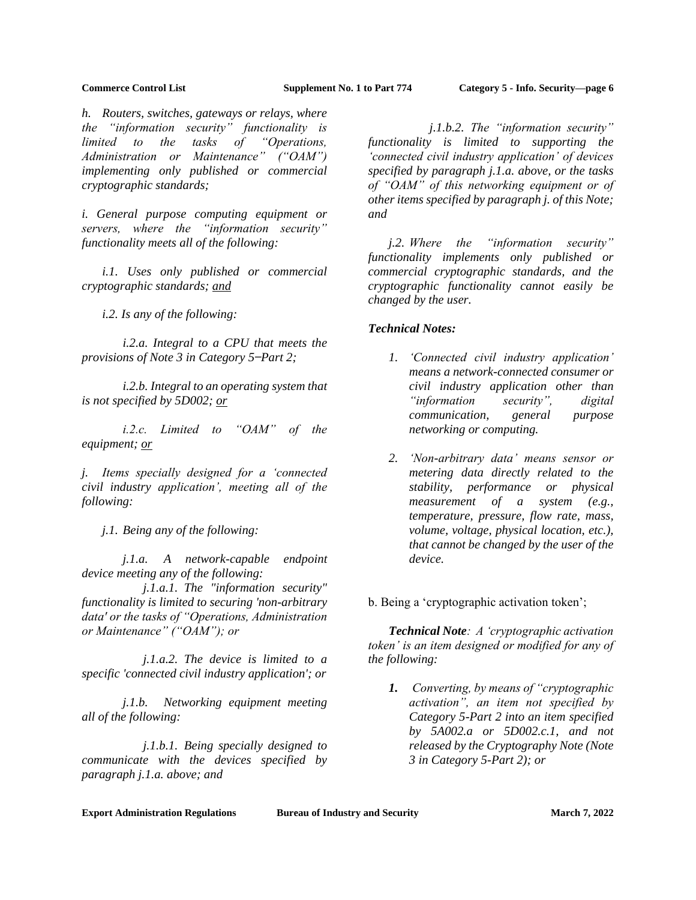*h. Routers, switches, gateways or relays, where the "information security" functionality is limited to the tasks of "Operations, Administration or Maintenance" ("OAM") implementing only published or commercial cryptographic standards;*

*i. General purpose computing equipment or servers, where the "information security" functionality meets all of the following:*

*i.1. Uses only published or commercial cryptographic standards; and*

*i.2. Is any of the following:*

*i.2.a. Integral to a CPU that meets the provisions of Note 3 in Category 5–Part 2;*

*i.2.b. Integral to an operating system that is not specified by 5D002; or*

*i.2.c. Limited to "OAM" of the equipment; or*

*j. Items specially designed for a 'connected civil industry application', meeting all of the following:*

*j.1. Being any of the following:*

*j.1.a. A network-capable endpoint device meeting any of the following:*

*j.1.a.1. The "information security" functionality is limited to securing 'non-arbitrary data' or the tasks of "Operations, Administration or Maintenance" ("OAM"); or*

*j.1.a.2. The device is limited to a specific 'connected civil industry application'; or*

*j.1.b. Networking equipment meeting all of the following:*

*j.1.b.1. Being specially designed to communicate with the devices specified by paragraph j.1.a. above; and*

*j.1.b.2. The "information security" functionality is limited to supporting the 'connected civil industry application' of devices specified by paragraph j.1.a. above, or the tasks of "OAM" of this networking equipment or of other items specified by paragraph j. of this Note; and*

*j.2. Where the "information security" functionality implements only published or commercial cryptographic standards, and the cryptographic functionality cannot easily be changed by the user.*

***Technical Notes:***

1. *'Connected civil industry application' means a network-connected consumer or civil industry application other than "information security", digital communication, general purpose networking or computing.*
2. *'Non-arbitrary data' means sensor or metering data directly related to the stability, performance or physical measurement of a system (e.g., temperature, pressure, flow rate, mass, volume, voltage, physical location, etc.), that cannot be changed by the user of the device.*

b. Being a 'cryptographic activation token';

***Technical Note**: A 'cryptographic activation token' is an item designed or modified for any of the following:*

1. *Converting, by means of "cryptographic activation", an item not specified by Category 5-Part 2 into an item specified by 5A002.a or 5D002.c.1, and not released by the Cryptography Note (Note 3 in Category 5-Part 2); or*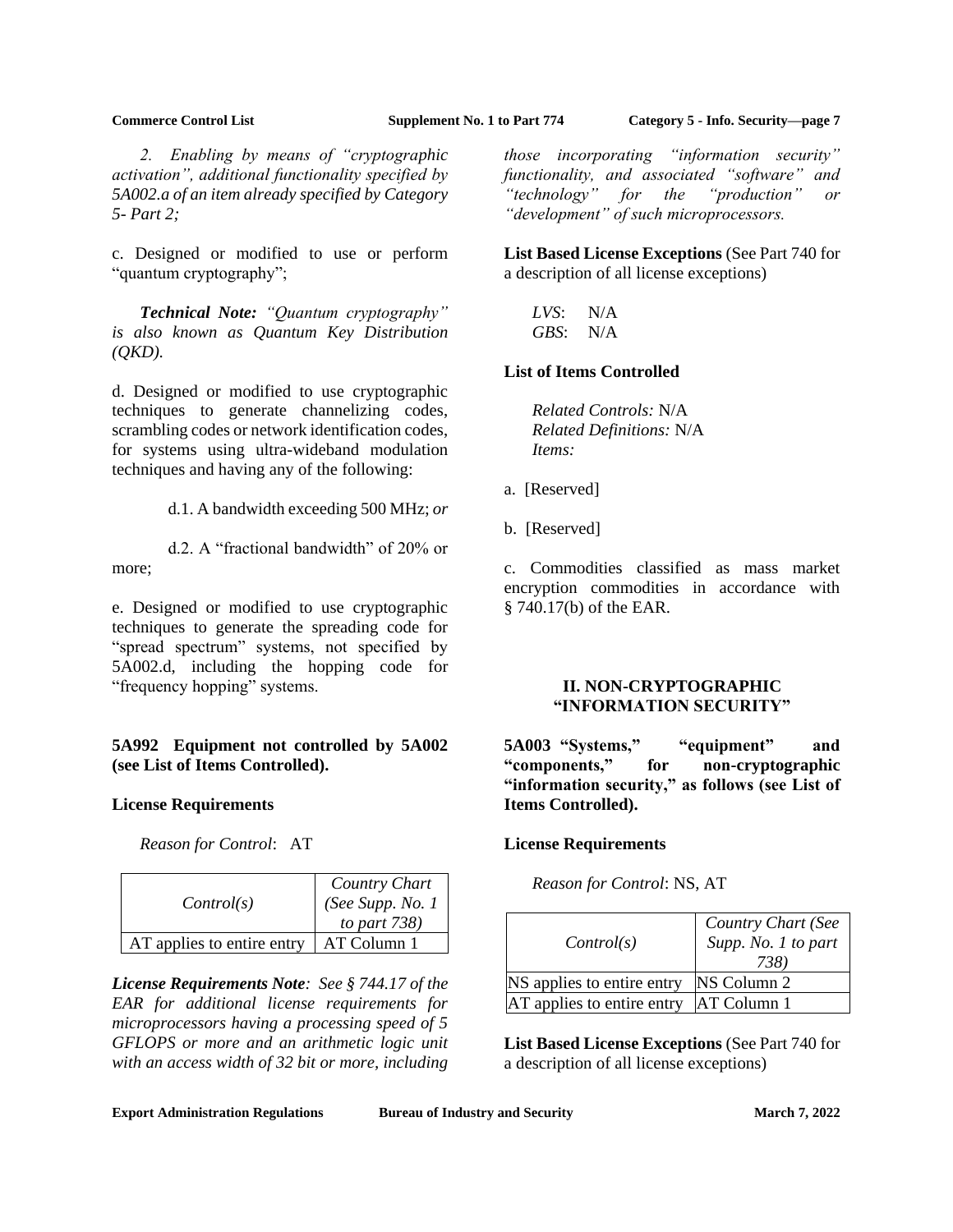*2. Enabling by means of "cryptographic activation", additional functionality specified by 5A002.a of an item already specified by Category 5- Part 2;*

c. Designed or modified to use or perform "quantum cryptography";

***Technical Note:*** *"Quantum cryptography" is also known as Quantum Key Distribution (QKD).*

d. Designed or modified to use cryptographic techniques to generate channelizing codes, scrambling codes or network identification codes, for systems using ultra-wideband modulation techniques and having any of the following:

d.1. A bandwidth exceeding 500 MHz; *or*

d.2. A "fractional bandwidth" of 20% or more;

e. Designed or modified to use cryptographic techniques to generate the spreading code for "spread spectrum" systems, not specified by 5A002.d, including the hopping code for "frequency hopping" systems.

**5A992 Equipment not controlled by 5A002 (see List of Items Controlled).**

**License Requirements**

*Reason for Control*: AT

| *Control(s)* | *Country Chart (See Supp. No. 1 to part 738)* |
|---|---|
| AT applies to entire entry | AT Column 1 |

***License Requirements Note****: See § 744.17 of the EAR for additional license requirements for microprocessors having a processing speed of 5 GFLOPS or more and an arithmetic logic unit with an access width of 32 bit or more, including those incorporating "information security" functionality, and associated "software" and "technology" for the "production" or "development" of such microprocessors.*

**List Based License Exceptions** (See Part 740 for a description of all license exceptions)

*LVS*: N/A
*GBS*: N/A

**List of Items Controlled**

*Related Controls:* N/A
*Related Definitions:* N/A
*Items:*

a. [Reserved]

b. [Reserved]

c. Commodities classified as mass market encryption commodities in accordance with § 740.17(b) of the EAR.

## II. NON-CRYPTOGRAPHIC "INFORMATION SECURITY"

**5A003 "Systems," "equipment" and "components," for non-cryptographic "information security," as follows (see List of Items Controlled).**

**License Requirements**

*Reason for Control*: NS, AT

| *Control(s)* | *Country Chart (See Supp. No. 1 to part 738)* |
|---|---|
| NS applies to entire entry | NS Column 2 |
| AT applies to entire entry | AT Column 1 |

**List Based License Exceptions** (See Part 740 for a description of all license exceptions)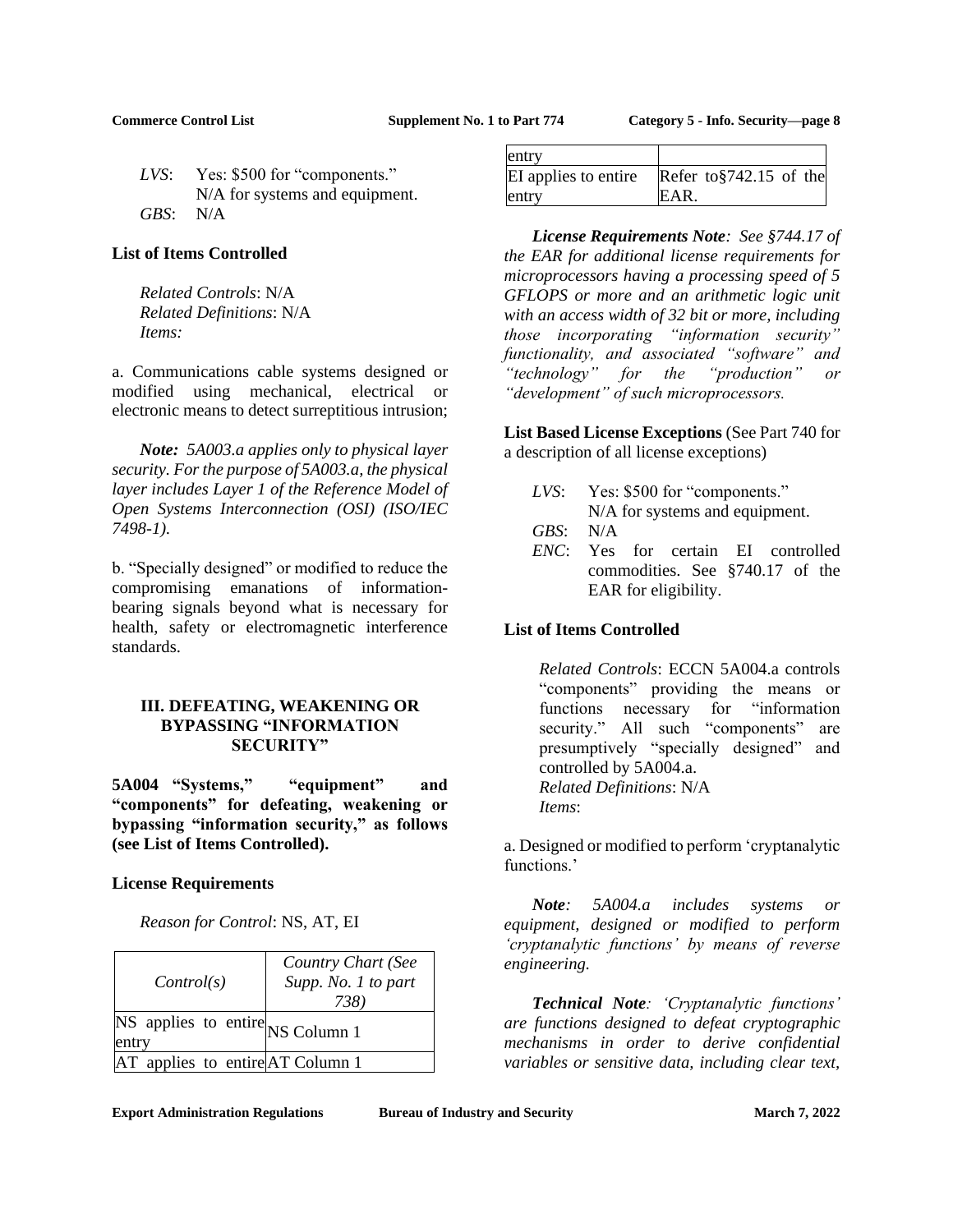*LVS*: Yes: $500 for "components."
N/A for systems and equipment.
*GBS*: N/A

**List of Items Controlled**

*Related Controls*: N/A
*Related Definitions*: N/A
*Items:*

a. Communications cable systems designed or modified using mechanical, electrical or electronic means to detect surreptitious intrusion;

***Note:*** *5A003.a applies only to physical layer security. For the purpose of 5A003.a, the physical layer includes Layer 1 of the Reference Model of Open Systems Interconnection (OSI) (ISO/IEC 7498-1).*

b. "Specially designed" or modified to reduce the compromising emanations of information-bearing signals beyond what is necessary for health, safety or electromagnetic interference standards.

### III. DEFEATING, WEAKENING OR BYPASSING "INFORMATION SECURITY"

**5A004 "Systems," "equipment" and "components" for defeating, weakening or bypassing "information security," as follows (see List of Items Controlled).**

**License Requirements**

*Reason for Control*: NS, AT, EI

| *Control(s)* | *Country Chart (See Supp. No. 1 to part 738)* |
|---|---|
| NS applies to entire entry | NS Column 1 |
| AT applies to entire entry | AT Column 1 |
| EI applies to entire entry | Refer to§742.15 of the EAR. |

***License Requirements Note****: See §744.17 of the EAR for additional license requirements for microprocessors having a processing speed of 5 GFLOPS or more and an arithmetic logic unit with an access width of 32 bit or more, including those incorporating "information security" functionality, and associated "software" and "technology" for the "production" or "development" of such microprocessors.*

**List Based License Exceptions** (See Part 740 for a description of all license exceptions)

*LVS*: Yes: $500 for "components."
N/A for systems and equipment.
*GBS*: N/A
*ENC*: Yes for certain EI controlled commodities. See §740.17 of the EAR for eligibility.

**List of Items Controlled**

*Related Controls*: ECCN 5A004.a controls "components" providing the means or functions necessary for "information security." All such "components" are presumptively "specially designed" and controlled by 5A004.a.
*Related Definitions*: N/A
*Items*:

a. Designed or modified to perform 'cryptanalytic functions.'

***Note****: 5A004.a includes systems or equipment, designed or modified to perform 'cryptanalytic functions' by means of reverse engineering.*

***Technical Note****: 'Cryptanalytic functions' are functions designed to defeat cryptographic mechanisms in order to derive confidential variables or sensitive data, including clear text,*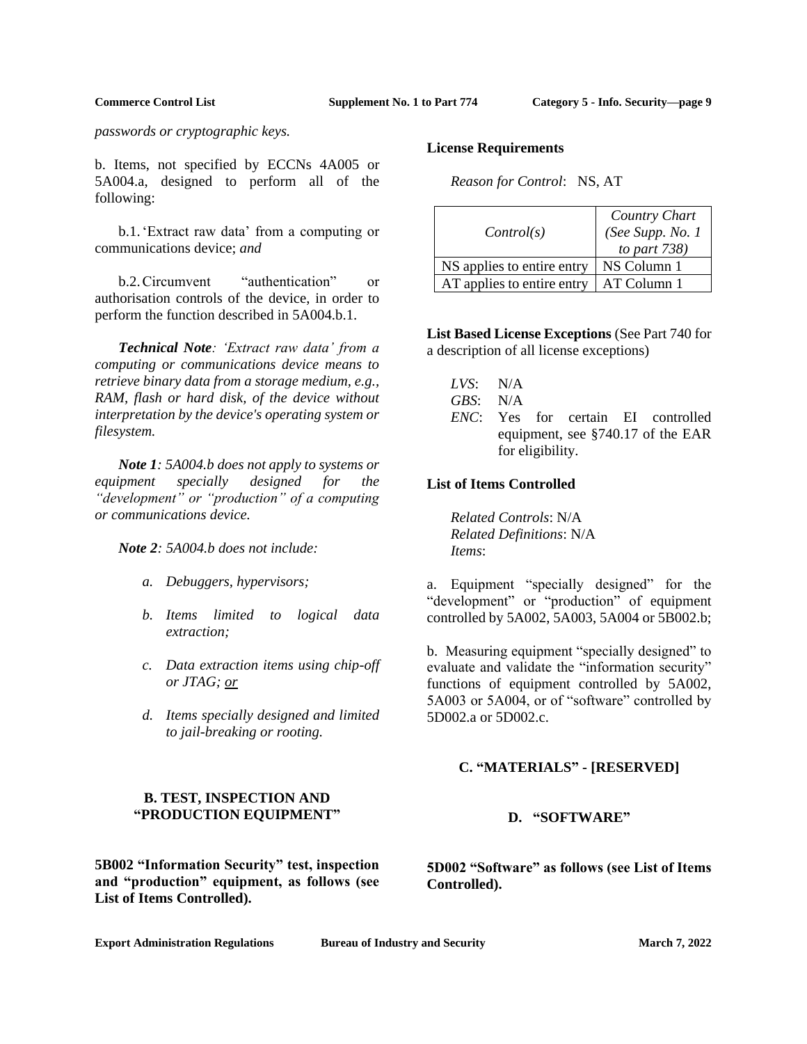*passwords or cryptographic keys.*

b. Items, not specified by ECCNs 4A005 or 5A004.a, designed to perform all of the following:

b.1. 'Extract raw data' from a computing or communications device; *and*

b.2. Circumvent "authentication" or authorisation controls of the device, in order to perform the function described in 5A004.b.1.

***Technical Note****: 'Extract raw data' from a computing or communications device means to retrieve binary data from a storage medium, e.g., RAM, flash or hard disk, of the device without interpretation by the device's operating system or filesystem.*

***Note 1****: 5A004.b does not apply to systems or equipment specially designed for the "development" or "production" of a computing or communications device.*

***Note 2****: 5A004.b does not include:*

- *a. Debuggers, hypervisors;*
- *b. Items limited to logical data extraction;*
- *c. Data extraction items using chip-off or JTAG; or*
- *d. Items specially designed and limited to jail-breaking or rooting.*

## B. TEST, INSPECTION AND "PRODUCTION EQUIPMENT"

**5B002 "Information Security" test, inspection and "production" equipment, as follows (see List of Items Controlled).**

**License Requirements**

*Reason for Control*: NS, AT

| *Control(s)* | *Country Chart (See Supp. No. 1 to part 738)* |
|---|---|
| NS applies to entire entry | NS Column 1 |
| AT applies to entire entry | AT Column 1 |

**List Based License Exceptions** (See Part 740 for a description of all license exceptions)

*LVS*: N/A
*GBS*: N/A
*ENC*: Yes for certain EI controlled equipment, see §740.17 of the EAR for eligibility.

**List of Items Controlled**

*Related Controls*: N/A
*Related Definitions*: N/A
*Items*:

a. Equipment "specially designed" for the "development" or "production" of equipment controlled by 5A002, 5A003, 5A004 or 5B002.b;

b. Measuring equipment "specially designed" to evaluate and validate the "information security" functions of equipment controlled by 5A002, 5A003 or 5A004, or of "software" controlled by 5D002.a or 5D002.c.

## C. "MATERIALS" - [RESERVED]

## D. "SOFTWARE"

**5D002 "Software" as follows (see List of Items Controlled).**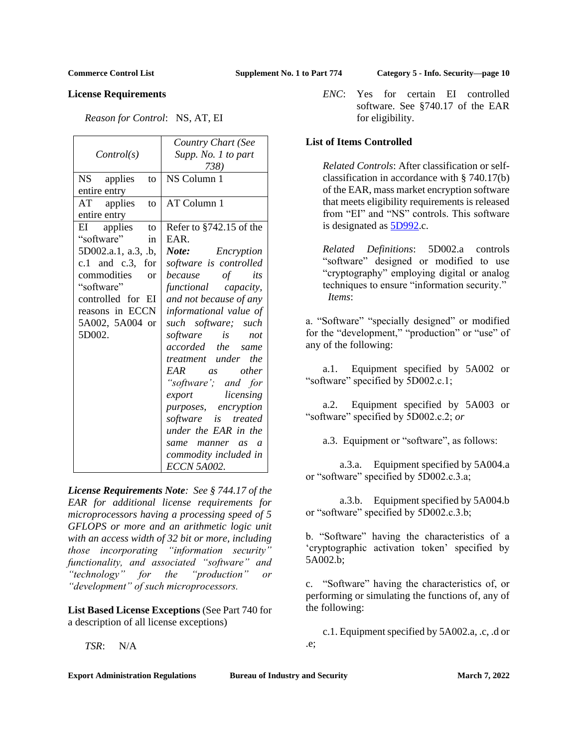**License Requirements**

*Reason for Control*: NS, AT, EI

| *Control(s)* | *Country Chart (See Supp. No. 1 to part 738)* |
|---|---|
| NS applies to entire entry | NS Column 1 |
| AT applies to entire entry | AT Column 1 |
| EI applies to "software" in 5D002.a.1, a.3, .b, c.1 and c.3, for commodities or "software" controlled for EI reasons in ECCN 5A002, 5A004 or 5D002. | Refer to §742.15 of the EAR. ***Note:*** *Encryption software is controlled because of its functional capacity, and not because of any informational value of such software; such software is not accorded the same treatment under the EAR as other "software'; and for export licensing purposes, encryption software is treated under the EAR in the same manner as a commodity included in ECCN 5A002.* |

***License Requirements Note****: See § 744.17 of the EAR for additional license requirements for microprocessors having a processing speed of 5 GFLOPS or more and an arithmetic logic unit with an access width of 32 bit or more, including those incorporating "information security" functionality, and associated "software" and "technology" for the "production" or "development" of such microprocessors.*

**List Based License Exceptions** (See Part 740 for a description of all license exceptions)

*TSR*: N/A

*ENC*: Yes for certain EI controlled software. See §740.17 of the EAR for eligibility.

**List of Items Controlled**

*Related Controls*: After classification or self-classification in accordance with § 740.17(b) of the EAR, mass market encryption software that meets eligibility requirements is released from "EI" and "NS" controls. This software is designated as 5D992.c.

*Related Definitions*: 5D002.a controls "software" designed or modified to use "cryptography" employing digital or analog techniques to ensure "information security."

*Items*:

a. "Software" "specially designed" or modified for the "development," "production" or "use" of any of the following:

a.1. Equipment specified by 5A002 or "software" specified by 5D002.c.1;

a.2. Equipment specified by 5A003 or "software" specified by 5D002.c.2; *or*

a.3. Equipment or "software", as follows:

a.3.a. Equipment specified by 5A004.a or "software" specified by 5D002.c.3.a;

a.3.b. Equipment specified by 5A004.b or "software" specified by 5D002.c.3.b;

b. "Software" having the characteristics of a 'cryptographic activation token' specified by 5A002.b;

c. "Software" having the characteristics of, or performing or simulating the functions of, any of the following:

c.1. Equipment specified by 5A002.a, .c, .d or .e;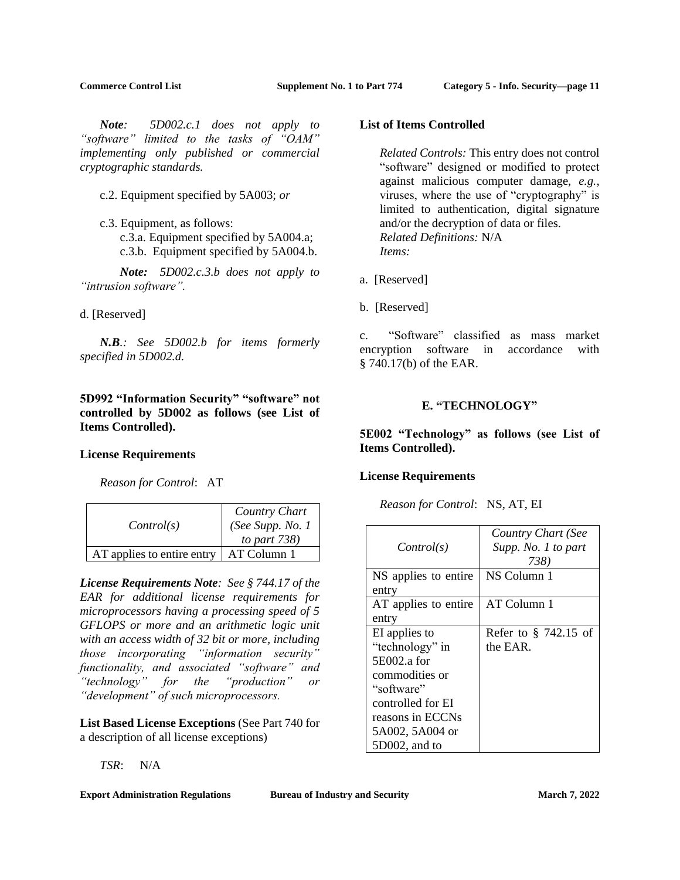***Note**: 5D002.c.1 does not apply to "software" limited to the tasks of "OAM" implementing only published or commercial cryptographic standards.*

c.2. Equipment specified by 5A003; *or*

c.3. Equipment, as follows:

c.3.a. Equipment specified by 5A004.a;

c.3.b. Equipment specified by 5A004.b.

***Note:** 5D002.c.3.b does not apply to "intrusion software".*

d. [Reserved]

***N.B.**: See 5D002.b for items formerly specified in 5D002.d.*

**5D992 "Information Security" "software" not controlled by 5D002 as follows (see List of Items Controlled).**

**License Requirements**

*Reason for Control*: AT

| *Control(s)* | *Country Chart (See Supp. No. 1 to part 738)* |
|---|---|
| AT applies to entire entry | AT Column 1 |

***License Requirements Note**: See § 744.17 of the EAR for additional license requirements for microprocessors having a processing speed of 5 GFLOPS or more and an arithmetic logic unit with an access width of 32 bit or more, including those incorporating "information security" functionality, and associated "software" and "technology" for the "production" or "development" of such microprocessors.*

**List Based License Exceptions** (See Part 740 for a description of all license exceptions)

*TSR*: N/A

**List of Items Controlled**

*Related Controls:* This entry does not control "software" designed or modified to protect against malicious computer damage, *e.g.*, viruses, where the use of "cryptography" is limited to authentication, digital signature and/or the decryption of data or files.
*Related Definitions:* N/A
*Items:*

a. [Reserved]

b. [Reserved]

c. "Software" classified as mass market encryption software in accordance with § 740.17(b) of the EAR.

## E. "TECHNOLOGY"

**5E002 "Technology" as follows (see List of Items Controlled).**

**License Requirements**

*Reason for Control*: NS, AT, EI

| *Control(s)* | *Country Chart (See Supp. No. 1 to part 738)* |
|---|---|
| NS applies to entire entry | NS Column 1 |
| AT applies to entire entry | AT Column 1 |
| EI applies to "technology" in 5E002.a for commodities or "software" controlled for EI reasons in ECCNs 5A002, 5A004 or 5D002, and to | Refer to § 742.15 of the EAR. |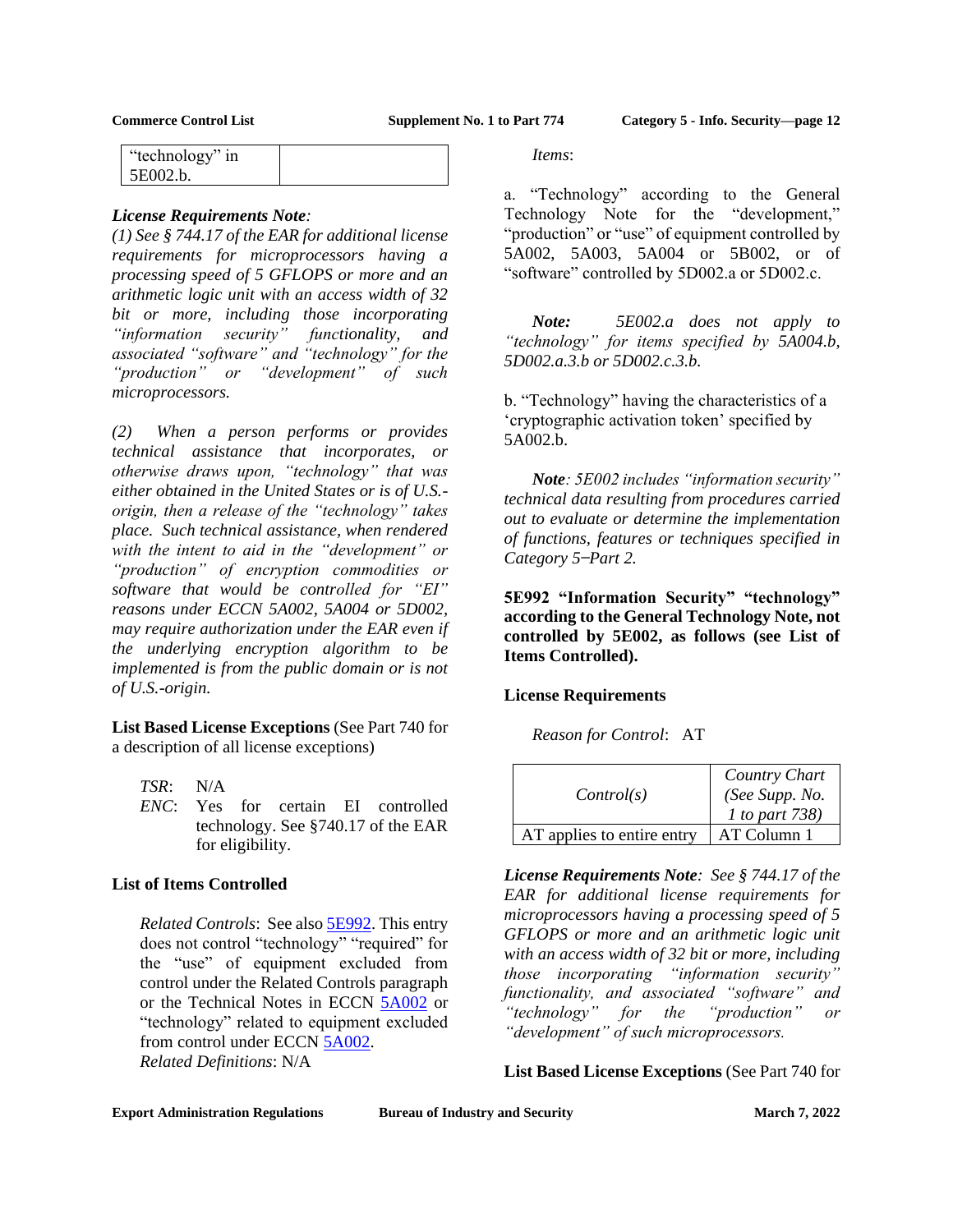| "technology" in 5E002.b. | |
|---|---|

***License Requirements Note:***
*(1) See § 744.17 of the EAR for additional license requirements for microprocessors having a processing speed of 5 GFLOPS or more and an arithmetic logic unit with an access width of 32 bit or more, including those incorporating "information security" functionality, and associated "software" and "technology" for the "production" or "development" of such microprocessors.*

*(2) When a person performs or provides technical assistance that incorporates, or otherwise draws upon, "technology" that was either obtained in the United States or is of U.S.-origin, then a release of the "technology" takes place. Such technical assistance, when rendered with the intent to aid in the "development" or "production" of encryption commodities or software that would be controlled for "EI" reasons under ECCN 5A002, 5A004 or 5D002, may require authorization under the EAR even if the underlying encryption algorithm to be implemented is from the public domain or is not of U.S.-origin.*

**List Based License Exceptions** (See Part 740 for a description of all license exceptions)

*TSR*: N/A
*ENC*: Yes for certain EI controlled technology. See §740.17 of the EAR for eligibility.

**List of Items Controlled**

*Related Controls*: See also 5E992. This entry does not control "technology" "required" for the "use" of equipment excluded from control under the Related Controls paragraph or the Technical Notes in ECCN 5A002 or "technology" related to equipment excluded from control under ECCN 5A002.
*Related Definitions*: N/A
*Items*:

a. "Technology" according to the General Technology Note for the "development," "production" or "use" of equipment controlled by 5A002, 5A003, 5A004 or 5B002, or of "software" controlled by 5D002.a or 5D002.c.

***Note:*** *5E002.a does not apply to "technology" for items specified by 5A004.b, 5D002.a.3.b or 5D002.c.3.b.*

b. "Technology" having the characteristics of a 'cryptographic activation token' specified by 5A002.b.

***Note****: 5E002 includes "information security" technical data resulting from procedures carried out to evaluate or determine the implementation of functions, features or techniques specified in Category 5−Part 2.*

**5E992 "Information Security" "technology" according to the General Technology Note, not controlled by 5E002, as follows (see List of Items Controlled).**

**License Requirements**

*Reason for Control*: AT

| *Control(s)* | *Country Chart (See Supp. No. 1 to part 738)* |
|---|---|
| AT applies to entire entry | AT Column 1 |

***License Requirements Note****: See § 744.17 of the EAR for additional license requirements for microprocessors having a processing speed of 5 GFLOPS or more and an arithmetic logic unit with an access width of 32 bit or more, including those incorporating "information security" functionality, and associated "software" and "technology" for the "production" or "development" of such microprocessors.*

**List Based License Exceptions** (See Part 740 for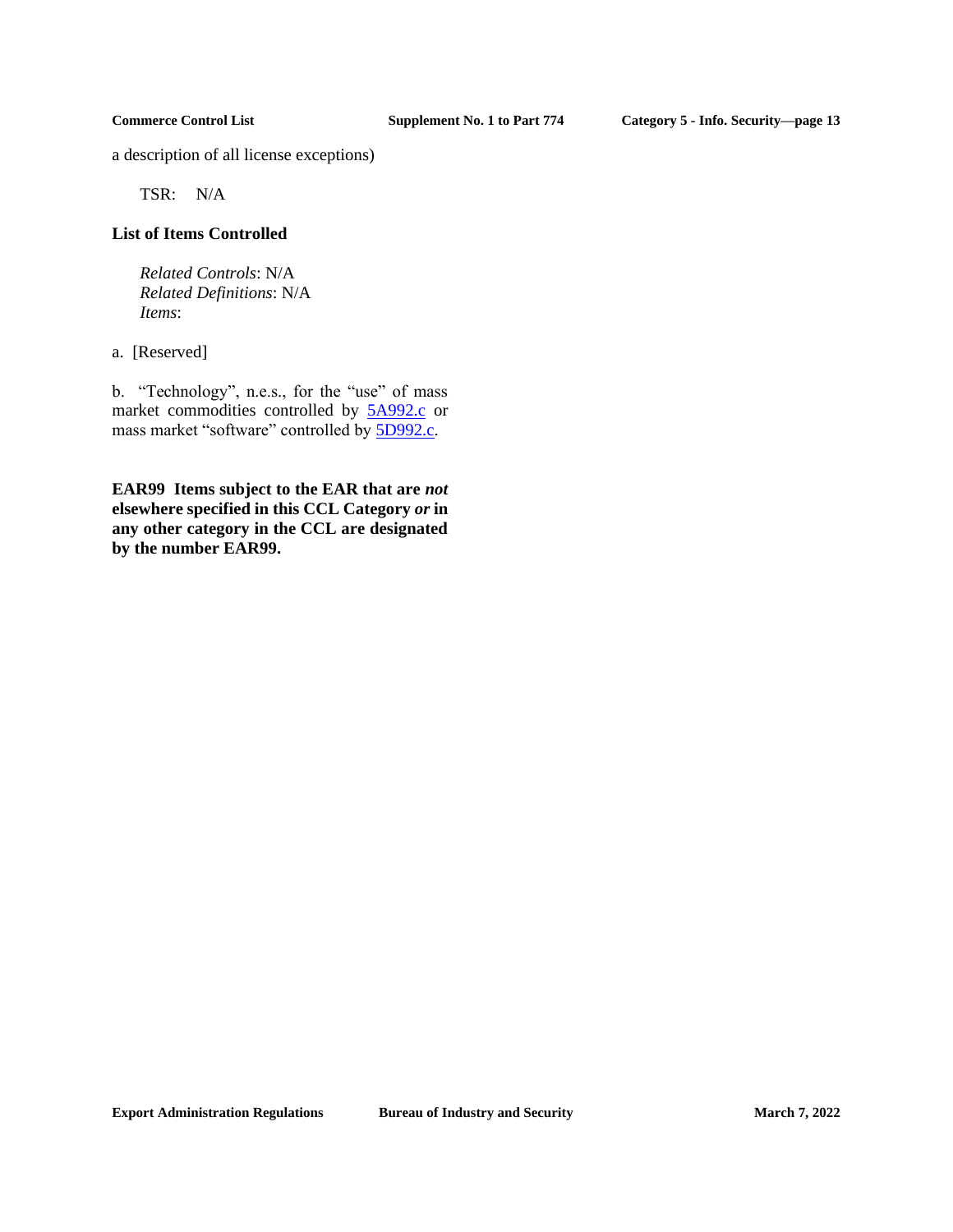a description of all license exceptions)

TSR: N/A

**List of Items Controlled**

*Related Controls*: N/A
*Related Definitions*: N/A
*Items*:

a. [Reserved]

b. "Technology", n.e.s., for the "use" of mass market commodities controlled by 5A992.c or mass market "software" controlled by 5D992.c.

**EAR99 Items subject to the EAR that are *not* elsewhere specified in this CCL Category *or* in any other category in the CCL are designated by the number EAR99.**